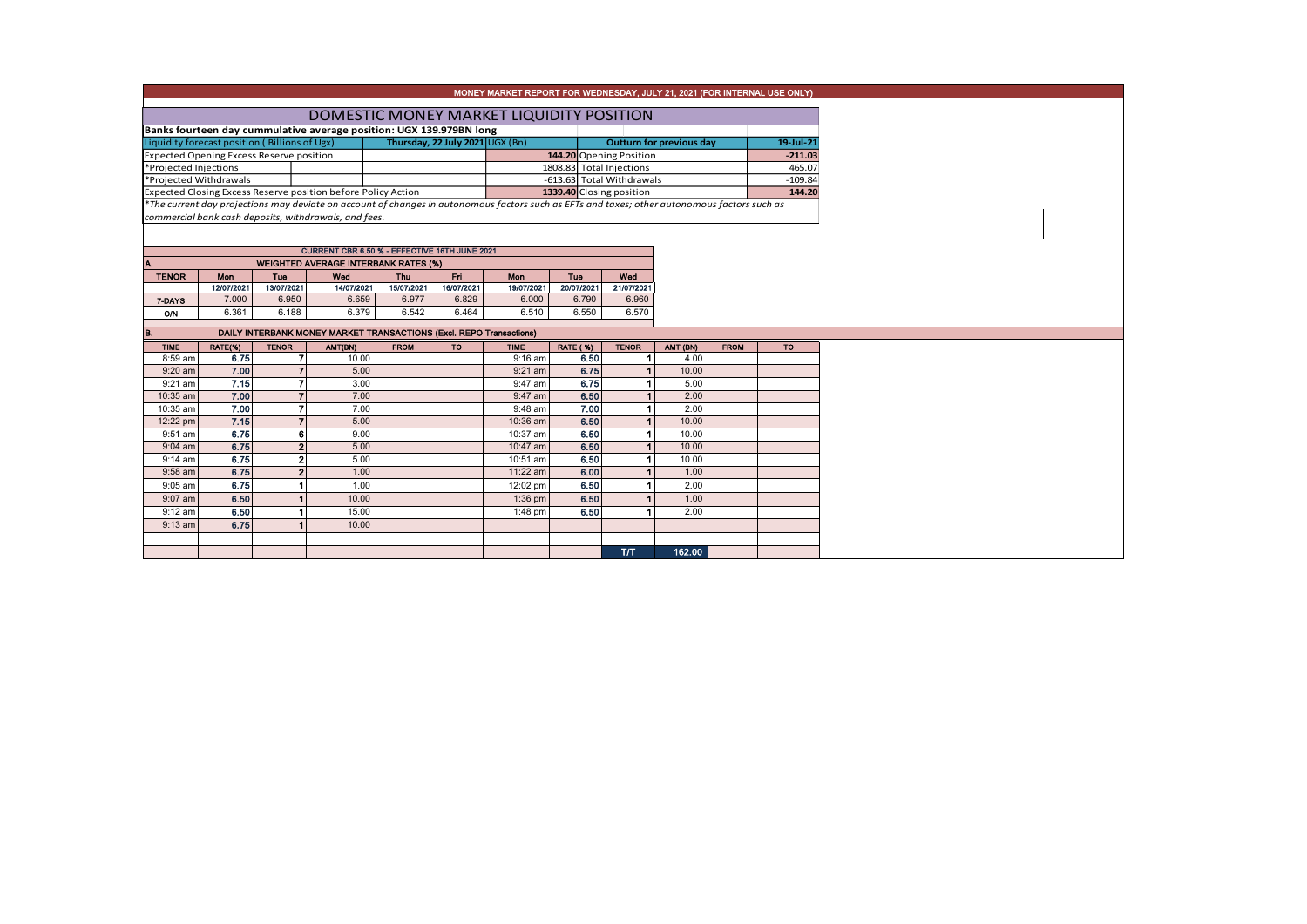# MONEY MARKET REPORT FOR WEDNESDAY, JULY 21, 2021 (FOR INTERNAL USE ONLY)

## DOMESTIC MONEY MARKET LIQUIDITY POSITION

**Banks fourteen day cummulative average position: UGX 139.979BN long**

| Liquidity forecast position ( Billions of Ugx) | Thursday, 22 July 2021 UGX (Bn) | Outturn for previous day | 19-Jul-21 |
|---|---|---|---|
| Expected Opening Excess Reserve position | 144.20 | Opening Position | -211.03 |
| *Projected Injections | 1808.83 | Total Injections | 465.07 |
| *Projected Withdrawals | -613.63 | Total Withdrawals | -109.84 |
| Expected Closing Excess Reserve position before Policy Action | 1339.40 | Closing position | 144.20 |

*The current day projections may deviate on account of changes in autonomous factors such as EFTs and taxes; other autonomous factors such as commercial bank cash deposits, withdrawals, and fees.*

**CURRENT CBR 6.50 % - EFFECTIVE 16TH JUNE 2021**

### A. WEIGHTED AVERAGE INTERBANK RATES (%)

| TENOR | Mon 12/07/2021 | Tue 13/07/2021 | Wed 14/07/2021 | Thu 15/07/2021 | Fri 16/07/2021 | Mon 19/07/2021 | Tue 20/07/2021 | Wed 21/07/2021 |
|---|---|---|---|---|---|---|---|---|
| 7-DAYS | 7.000 | 6.950 | 6.659 | 6.977 | 6.829 | 6.000 | 6.790 | 6.960 |
| O/N | 6.361 | 6.188 | 6.379 | 6.542 | 6.464 | 6.510 | 6.550 | 6.570 |

### B. DAILY INTERBANK MONEY MARKET TRANSACTIONS (Excl. REPO Transactions)

| TIME | RATE(%) | TENOR | AMT(BN) | FROM | TO | TIME | RATE ( %) | TENOR | AMT (BN) | FROM | TO |
|---|---|---|---|---|---|---|---|---|---|---|---|
| 8:59 am | 6.75 | 7 | 10.00 | | | 9:16 am | 6.50 | 1 | 4.00 | | |
| 9:20 am | 7.00 | 7 | 5.00 | | | 9:21 am | 6.75 | 1 | 10.00 | | |
| 9:21 am | 7.15 | 7 | 3.00 | | | 9:47 am | 6.75 | 1 | 5.00 | | |
| 10:35 am | 7.00 | 7 | 7.00 | | | 9:47 am | 6.50 | 1 | 2.00 | | |
| 10:35 am | 7.00 | 7 | 7.00 | | | 9:48 am | 7.00 | 1 | 2.00 | | |
| 12:22 pm | 7.15 | 7 | 5.00 | | | 10:36 am | 6.50 | 1 | 10.00 | | |
| 9:51 am | 6.75 | 6 | 9.00 | | | 10:37 am | 6.50 | 1 | 10.00 | | |
| 9:04 am | 6.75 | 2 | 5.00 | | | 10:47 am | 6.50 | 1 | 10.00 | | |
| 9:14 am | 6.75 | 2 | 5.00 | | | 10:51 am | 6.50 | 1 | 10.00 | | |
| 9:58 am | 6.75 | 2 | 1.00 | | | 11:22 am | 6.00 | 1 | 1.00 | | |
| 9:05 am | 6.75 | 1 | 1.00 | | | 12:02 pm | 6.50 | 1 | 2.00 | | |
| 9:07 am | 6.50 | 1 | 10.00 | | | 1:36 pm | 6.50 | 1 | 1.00 | | |
| 9:12 am | 6.50 | 1 | 15.00 | | | 1:48 pm | 6.50 | 1 | 2.00 | | |
| 9:13 am | 6.75 | 1 | 10.00 | | | | | | | | |
| | | | | | | | | T/T | 162.00 | | |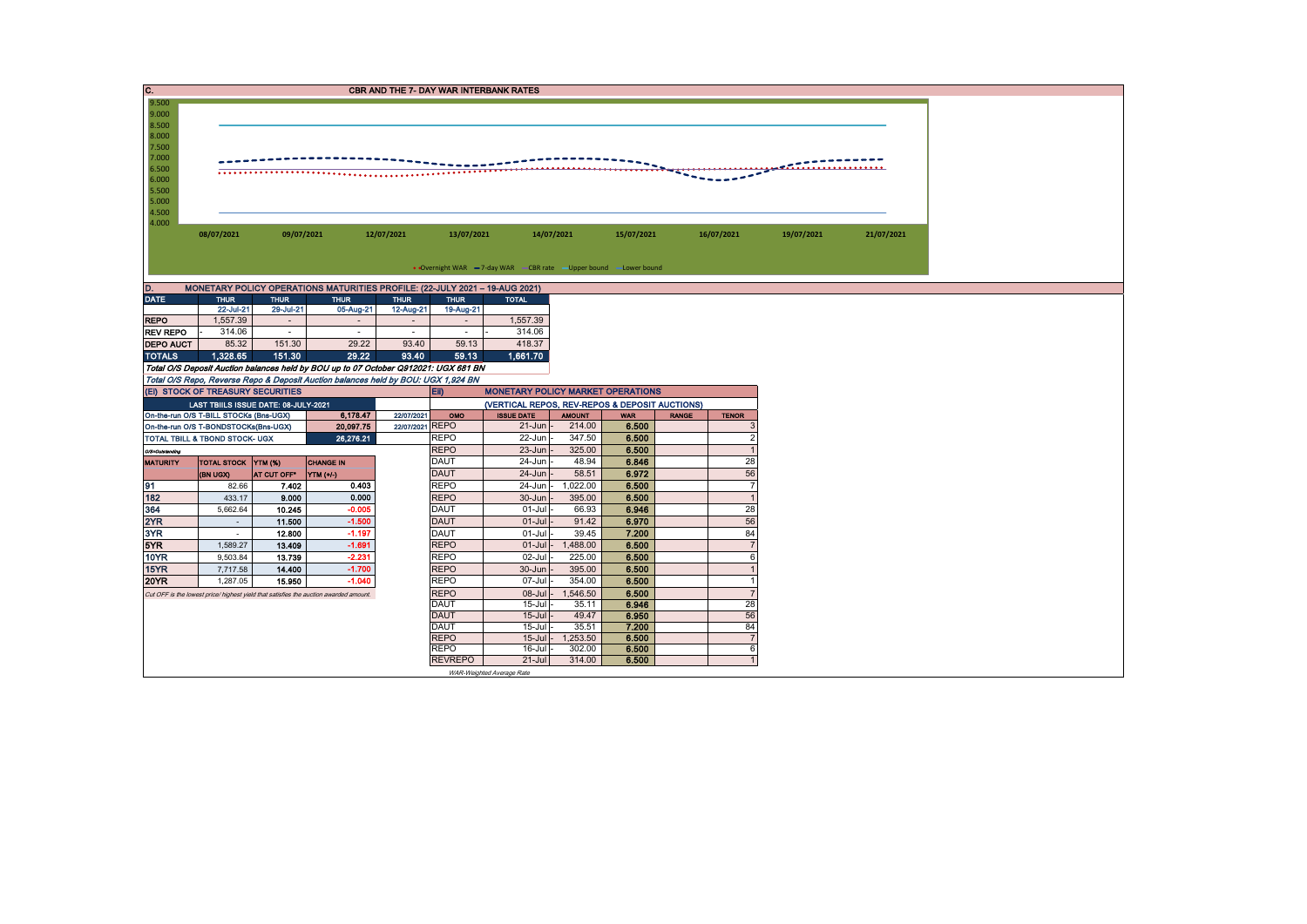## C. CBR AND THE 7- DAY WAR INTERBANK RATES

9.500
9.000
8.500
8.000
7.500
7.000
6.500
6.000
5.500
5.000
4.500
4.000

08/07/2021 09/07/2021 12/07/2021 13/07/2021 14/07/2021 15/07/2021 16/07/2021 19/07/2021 21/07/2021

Overnight WAR — 7-day WAR — CBR rate — Upper bound — Lower bound

## D. MONETARY POLICY OPERATIONS MATURITIES PROFILE: (22-JULY 2021 – 19-AUG 2021)

| DATE | THUR | THUR | THUR | THUR | THUR | TOTAL |
|---|---|---|---|---|---|---|
| | 22-Jul-21 | 29-Jul-21 | 05-Aug-21 | 12-Aug-21 | 19-Aug-21 | |
| REPO | 1,557.39 | - | - | - | - | 1,557.39 |
| REV REPO | - 314.06 | - | - | - | - | - 314.06 |
| DEPO AUCT | 85.32 | 151.30 | 29.22 | 93.40 | 59.13 | 418.37 |
| TOTALS | 1,328.65 | 151.30 | 29.22 | 93.40 | 59.13 | 1,661.70 |

*Total O/S Deposit Auction balances held by BOU up to 07 October Q912021: UGX 681 BN*

*Total O/S Repo, Reverse Repo & Deposit Auction balances held by BOU: UGX 1,924 BN*

## (Ei) STOCK OF TREASURY SECURITIES

| LAST TBIILS ISSUE DATE: 08-JULY-2021 | | |
|---|---|---|
| On-the-run O/S T-BILL STOCKs (Bns-UGX) | 6,178.47 | 22/07/2021 |
| On-the-run O/S T-BONDSTOCKs(Bns-UGX) | 20,097.75 | 22/07/2021 |
| TOTAL TBILL & TBOND STOCK- UGX | 26,276.21 | |

*O/S=Outstanding*

| MATURITY | TOTAL STOCK (BN UGX) | YTM (%) AT CUT OFF* | CHANGE IN YTM (+/-) |
|---|---|---|---|
| 91 | 82.66 | 7.402 | 0.403 |
| 182 | 433.17 | 9.000 | 0.000 |
| 364 | 5,662.64 | 10.245 | -0.005 |
| 2YR | - | 11.500 | -1.500 |
| 3YR | - | 12.800 | -1.197 |
| 5YR | 1,589.27 | 13.409 | -1.691 |
| 10YR | 9,503.84 | 13.739 | -2.231 |
| 15YR | 7,717.58 | 14.400 | -1.700 |
| 20YR | 1,287.05 | 15.950 | -1.040 |

*Cut OFF is the lowest price/ highest yield that satisfies the auction awarded amount.*

## Eii) MONETARY POLICY MARKET OPERATIONS

(VERTICAL REPOS, REV-REPOS & DEPOSIT AUCTIONS)

| OMO | ISSUE DATE | AMOUNT | WAR | RANGE | TENOR |
|---|---|---|---|---|---|
| REPO | 21-Jun - | 214.00 | 6.500 | | 3 |
| REPO | 22-Jun - | 347.50 | 6.500 | | 2 |
| REPO | 23-Jun - | 325.00 | 6.500 | | 1 |
| DAUT | 24-Jun - | 48.94 | 6.846 | | 28 |
| DAUT | 24-Jun - | 58.51 | 6.972 | | 56 |
| REPO | 24-Jun - | 1,022.00 | 6.500 | | 7 |
| REPO | 30-Jun - | 395.00 | 6.500 | | 1 |
| DAUT | 01-Jul - | 66.93 | 6.946 | | 28 |
| DAUT | 01-Jul - | 91.42 | 6.970 | | 56 |
| DAUT | 01-Jul - | 39.45 | 7.200 | | 84 |
| REPO | 01-Jul - | 1,488.00 | 6.500 | | 7 |
| REPO | 02-Jul - | 225.00 | 6.500 | | 6 |
| REPO | 30-Jun - | 395.00 | 6.500 | | 1 |
| REPO | 07-Jul - | 354.00 | 6.500 | | 1 |
| REPO | 08-Jul - | 1,546.50 | 6.500 | | 7 |
| DAUT | 15-Jul - | 35.11 | 6.946 | | 28 |
| DAUT | 15-Jul - | 49.47 | 6.950 | | 56 |
| DAUT | 15-Jul - | 35.51 | 7.200 | | 84 |
| REPO | 15-Jul - | 1,253.50 | 6.500 | | 7 |
| REPO | 16-Jul - | 302.00 | 6.500 | | 6 |
| REVREPO | 21-Jul - | 314.00 | 6.500 | | 1 |

*WAR-Weighted Average Rate*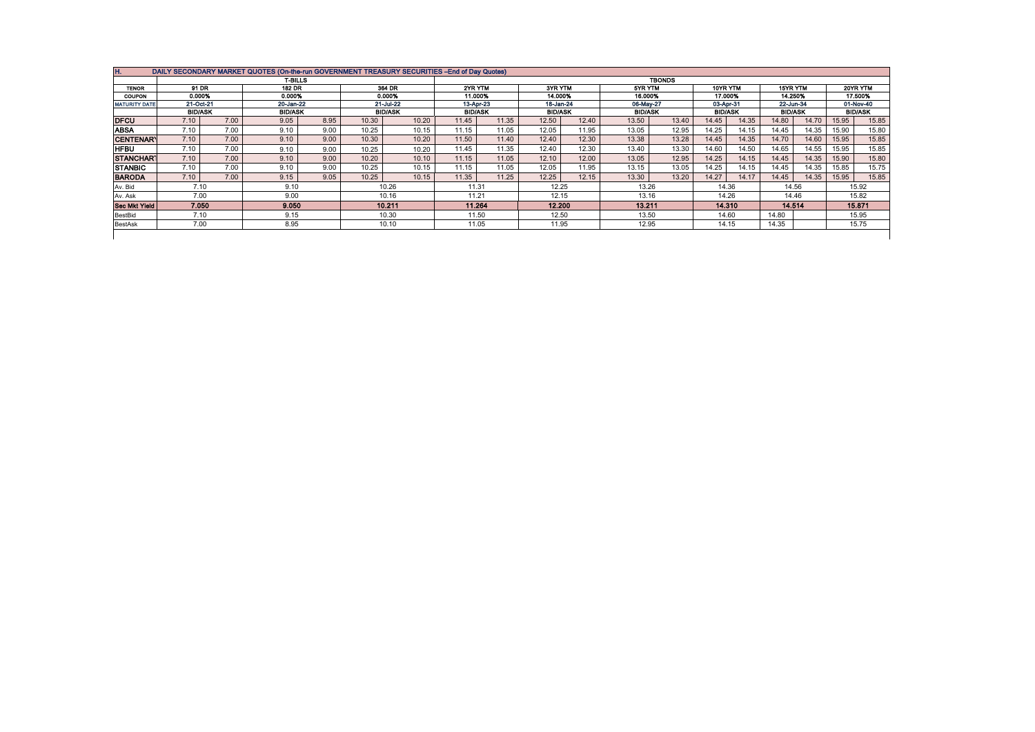| H. | DAILY SECONDARY MARKET QUOTES (On-the-run GOVERNMENT TREASURY SECURITIES –End of Day Quotes) | | | | | | | | | | | | | | | | | |
|---|---|---|---|---|---|---|---|---|---|---|---|---|---|---|---|---|---|---|
| | T-BILLS | | | | | | TBONDS | | | | | | | | | | | |
| TENOR | 91 DR | | 182 DR | | 364 DR | | 2YR YTM | | 3YR YTM | | 5YR YTM | | 10YR YTM | | 15YR YTM | | 20YR YTM | |
| COUPON | 0.000% | | 0.000% | | 0.000% | | 11.000% | | 14.000% | | 16.000% | | 17.000% | | 14.250% | | 17.500% | |
| MATURITY DATE | 21-Oct-21 | | 20-Jan-22 | | 21-Jul-22 | | 13-Apr-23 | | 18-Jan-24 | | 06-May-27 | | 03-Apr-31 | | 22-Jun-34 | | 01-Nov-40 | |
| | BID/ASK | | BID/ASK | | BID/ASK | | BID/ASK | | BID/ASK | | BID/ASK | | BID/ASK | | BID/ASK | | BID/ASK | |
| DFCU | 7.10 | 7.00 | 9.05 | 8.95 | 10.30 | 10.20 | 11.45 | 11.35 | 12.50 | 12.40 | 13.50 | 13.40 | 14.45 | 14.35 | 14.80 | 14.70 | 15.95 | 15.85 |
| ABSA | 7.10 | 7.00 | 9.10 | 9.00 | 10.25 | 10.15 | 11.15 | 11.05 | 12.05 | 11.95 | 13.05 | 12.95 | 14.25 | 14.15 | 14.45 | 14.35 | 15.90 | 15.80 |
| CENTENARY | 7.10 | 7.00 | 9.10 | 9.00 | 10.30 | 10.20 | 11.50 | 11.40 | 12.40 | 12.30 | 13.38 | 13.28 | 14.45 | 14.35 | 14.70 | 14.60 | 15.95 | 15.85 |
| HFBU | 7.10 | 7.00 | 9.10 | 9.00 | 10.25 | 10.20 | 11.45 | 11.35 | 12.40 | 12.30 | 13.40 | 13.30 | 14.60 | 14.50 | 14.65 | 14.55 | 15.95 | 15.85 |
| STANCHART | 7.10 | 7.00 | 9.10 | 9.00 | 10.20 | 10.10 | 11.15 | 11.05 | 12.10 | 12.00 | 13.05 | 12.95 | 14.25 | 14.15 | 14.45 | 14.35 | 15.90 | 15.80 |
| STANBIC | 7.10 | 7.00 | 9.10 | 9.00 | 10.25 | 10.15 | 11.15 | 11.05 | 12.05 | 11.95 | 13.15 | 13.05 | 14.25 | 14.15 | 14.45 | 14.35 | 15.85 | 15.75 |
| BARODA | 7.10 | 7.00 | 9.15 | 9.05 | 10.25 | 10.15 | 11.35 | 11.25 | 12.25 | 12.15 | 13.30 | 13.20 | 14.27 | 14.17 | 14.45 | 14.35 | 15.95 | 15.85 |
| Av. Bid | 7.10 | | 9.10 | | 10.26 | | 11.31 | | 12.25 | | 13.26 | | 14.36 | | 14.56 | | 15.92 | |
| Av. Ask | 7.00 | | 9.00 | | 10.16 | | 11.21 | | 12.15 | | 13.16 | | 14.26 | | 14.46 | | 15.82 | |
| Sec Mkt Yield | 7.050 | | 9.050 | | 10.211 | | 11.264 | | 12.200 | | 13.211 | | 14.310 | | 14.514 | | 15.871 | |
| BestBid | 7.10 | | 9.15 | | 10.30 | | 11.50 | | 12.50 | | 13.50 | | 14.60 | | 14.80 | | 15.95 | |
| BestAsk | 7.00 | | 8.95 | | 10.10 | | 11.05 | | 11.95 | | 12.95 | | 14.15 | | 14.35 | | 15.75 | |